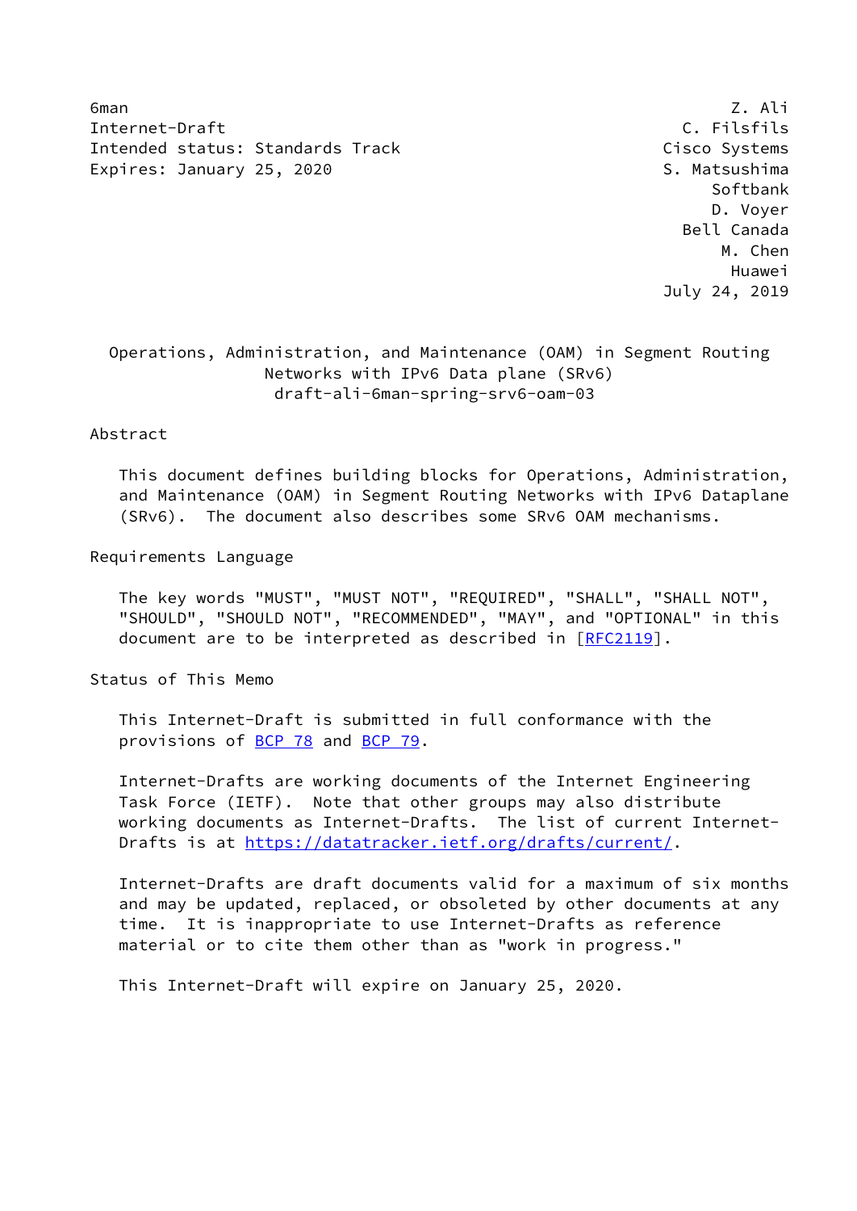6man Z. Ali
Internet-Draft C. Filsfils
Intended status: Standards Track Cisco Systems
Expires: January 25, 2020 S. Matsushima
Softbank
D. Voyer
Bell Canada
M. Chen
Huawei
July 24, 2019

# Operations, Administration, and Maintenance (OAM) in Segment Routing Networks with IPv6 Data plane (SRv6)

draft-ali-6man-spring-srv6-oam-03

## Abstract

This document defines building blocks for Operations, Administration, and Maintenance (OAM) in Segment Routing Networks with IPv6 Dataplane (SRv6). The document also describes some SRv6 OAM mechanisms.

## Requirements Language

The key words "MUST", "MUST NOT", "REQUIRED", "SHALL", "SHALL NOT", "SHOULD", "SHOULD NOT", "RECOMMENDED", "MAY", and "OPTIONAL" in this document are to be interpreted as described in [RFC2119].

## Status of This Memo

This Internet-Draft is submitted in full conformance with the provisions of BCP 78 and BCP 79.

Internet-Drafts are working documents of the Internet Engineering Task Force (IETF). Note that other groups may also distribute working documents as Internet-Drafts. The list of current Internet-Drafts is at https://datatracker.ietf.org/drafts/current/.

Internet-Drafts are draft documents valid for a maximum of six months and may be updated, replaced, or obsoleted by other documents at any time. It is inappropriate to use Internet-Drafts as reference material or to cite them other than as "work in progress."

This Internet-Draft will expire on January 25, 2020.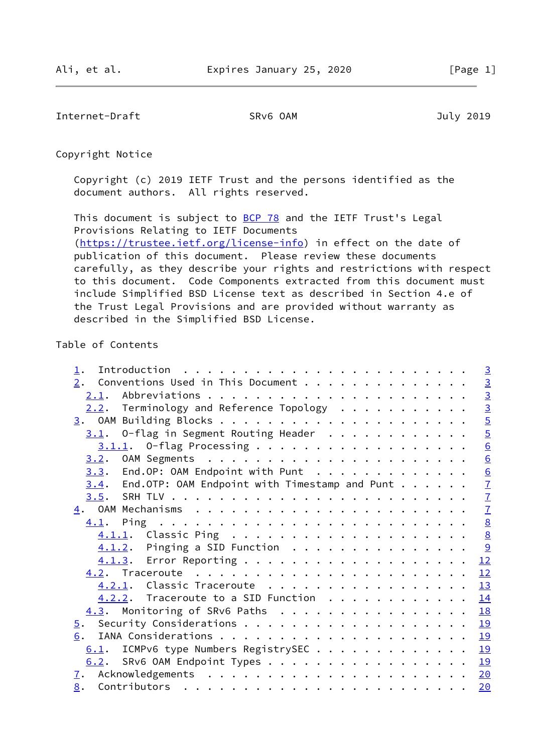Copyright Notice

Copyright (c) 2019 IETF Trust and the persons identified as the document authors. All rights reserved.

This document is subject to BCP 78 and the IETF Trust's Legal Provisions Relating to IETF Documents (https://trustee.ietf.org/license-info) in effect on the date of publication of this document. Please review these documents carefully, as they describe your rights and restrictions with respect to this document. Code Components extracted from this document must include Simplified BSD License text as described in Section 4.e of the Trust Legal Provisions and are provided without warranty as described in the Simplified BSD License.

Table of Contents

```
   1.  Introduction  . . . . . . . . . . . . . . . . . . . . . . . .   3
   2.  Conventions Used in This Document . . . . . . . . . . . . . .   3
     2.1.  Abbreviations . . . . . . . . . . . . . . . . . . . . . .   3
     2.2.  Terminology and Reference Topology  . . . . . . . . . . .   3
   3.  OAM Building Blocks . . . . . . . . . . . . . . . . . . . . .   5
     3.1.  O-flag in Segment Routing Header  . . . . . . . . . . . .   5
       3.1.1.  O-flag Processing . . . . . . . . . . . . . . . . . .   6
     3.2.  OAM Segments  . . . . . . . . . . . . . . . . . . . . . .   6
     3.3.  End.OP: OAM Endpoint with Punt  . . . . . . . . . . . . .   6
     3.4.  End.OTP: OAM Endpoint with Timestamp and Punt . . . . . .   7
     3.5.  SRH TLV . . . . . . . . . . . . . . . . . . . . . . . . .   7
   4.  OAM Mechanisms  . . . . . . . . . . . . . . . . . . . . . . .   7
     4.1.  Ping  . . . . . . . . . . . . . . . . . . . . . . . . . .   8
       4.1.1.  Classic Ping  . . . . . . . . . . . . . . . . . . . .   8
       4.1.2.  Pinging a SID Function  . . . . . . . . . . . . . . .   9
       4.1.3.  Error Reporting . . . . . . . . . . . . . . . . . . .  12
     4.2.  Traceroute  . . . . . . . . . . . . . . . . . . . . . . .  12
       4.2.1.  Classic Traceroute  . . . . . . . . . . . . . . . . .  13
       4.2.2.  Traceroute to a SID Function  . . . . . . . . . . . .  14
     4.3.  Monitoring of SRv6 Paths  . . . . . . . . . . . . . . . .  18
   5.  Security Considerations . . . . . . . . . . . . . . . . . . .  19
   6.  IANA Considerations . . . . . . . . . . . . . . . . . . . . .  19
     6.1.  ICMPv6 type Numbers RegistrySEC . . . . . . . . . . . . .  19
     6.2.  SRv6 OAM Endpoint Types . . . . . . . . . . . . . . . . .  19
   7.  Acknowledgements  . . . . . . . . . . . . . . . . . . . . . .  20
   8.  Contributors  . . . . . . . . . . . . . . . . . . . . . . . .  20
```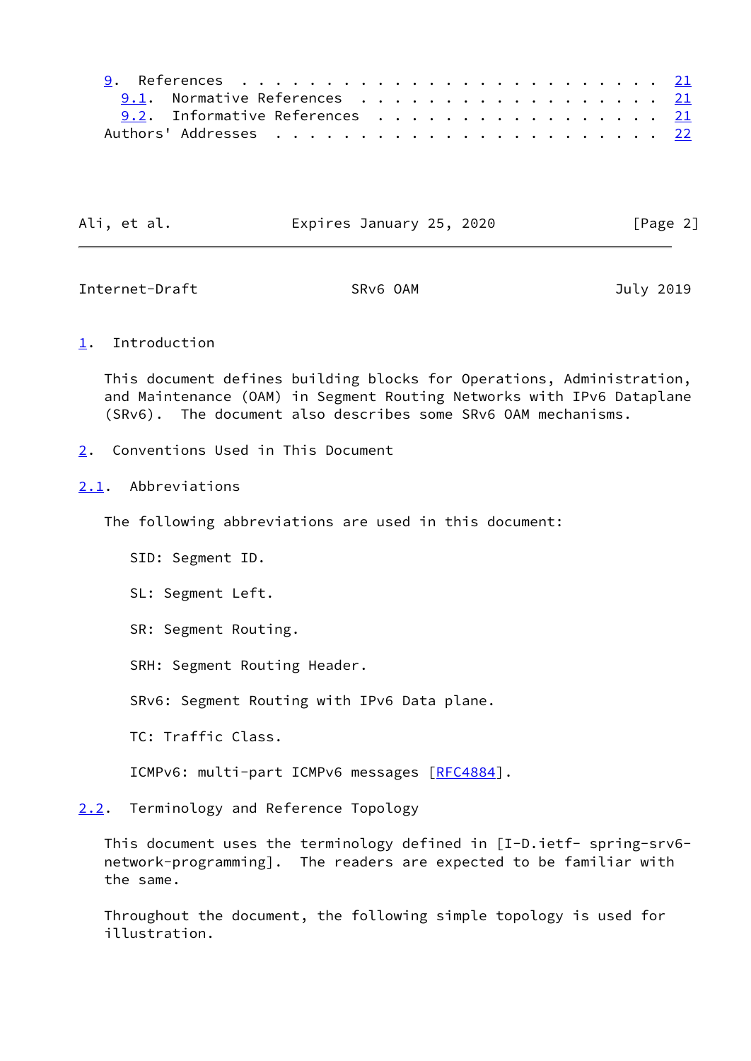9. References . . . . . . . . . . . . . . . . . . . . . . . . . 21
   9.1. Normative References . . . . . . . . . . . . . . . . . . 21
   9.2. Informative References . . . . . . . . . . . . . . . . . 21
Authors' Addresses . . . . . . . . . . . . . . . . . . . . . . . 22

# 1. Introduction

This document defines building blocks for Operations, Administration, and Maintenance (OAM) in Segment Routing Networks with IPv6 Dataplane (SRv6). The document also describes some SRv6 OAM mechanisms.

# 2. Conventions Used in This Document

## 2.1. Abbreviations

The following abbreviations are used in this document:

SID: Segment ID.

SL: Segment Left.

SR: Segment Routing.

SRH: Segment Routing Header.

SRv6: Segment Routing with IPv6 Data plane.

TC: Traffic Class.

ICMPv6: multi-part ICMPv6 messages [RFC4884].

## 2.2. Terminology and Reference Topology

This document uses the terminology defined in [I-D.ietf- spring-srv6-network-programming]. The readers are expected to be familiar with the same.

Throughout the document, the following simple topology is used for illustration.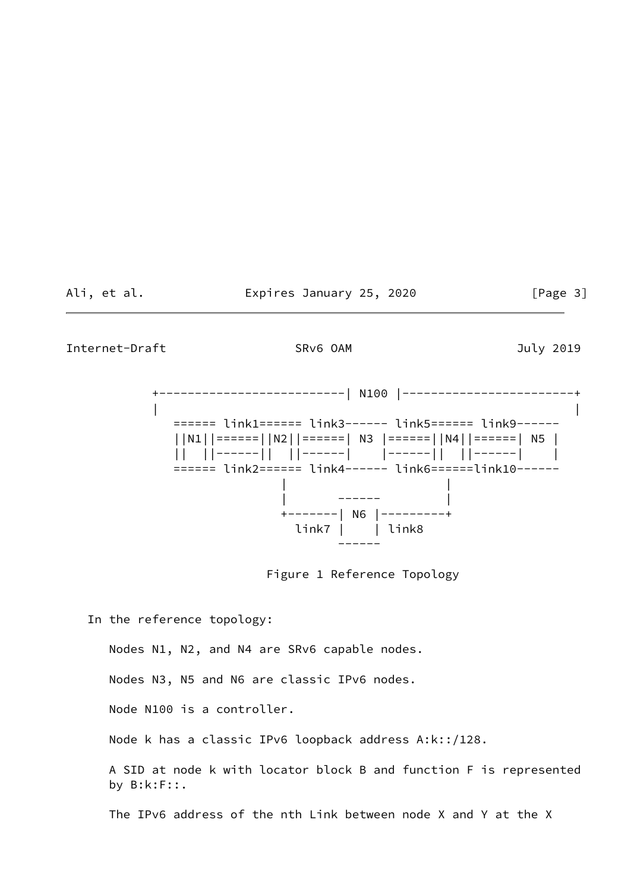```
          +--------------------------| N100 |------------------------+
          |                                                          |
          |   ====== link1====== link3------ link5====== link9------ |
          |   ||N1||======||N2||======| N3 |======||N4||======| N5 |
          |   ||  ||------||  ||------|    |------||  ||------|    |
          |   ====== link2====== link4------ link6======link10------
                           |                      |
                           |       ------         |
                           +-------| N6 |---------+
                             link7 |    | link8
                                   ------
```

Figure 1 Reference Topology

In the reference topology:

Nodes N1, N2, and N4 are SRv6 capable nodes.

Nodes N3, N5 and N6 are classic IPv6 nodes.

Node N100 is a controller.

Node k has a classic IPv6 loopback address A:k::/128.

A SID at node k with locator block B and function F is represented by B:k:F::.

The IPv6 address of the nth Link between node X and Y at the X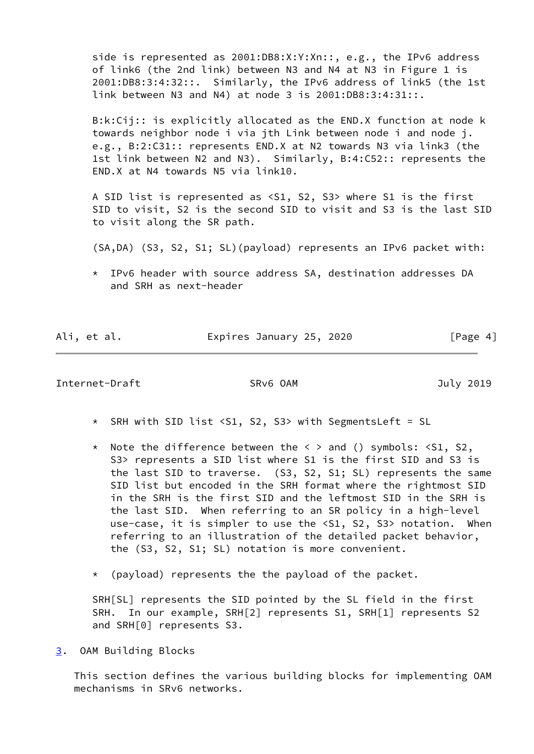side is represented as 2001:DB8:X:Y:Xn::, e.g., the IPv6 address of link6 (the 2nd link) between N3 and N4 at N3 in Figure 1 is 2001:DB8:3:4:32::. Similarly, the IPv6 address of link5 (the 1st link between N3 and N4) at node 3 is 2001:DB8:3:4:31::.

B:k:Cij:: is explicitly allocated as the END.X function at node k towards neighbor node i via jth Link between node i and node j. e.g., B:2:C31:: represents END.X at N2 towards N3 via link3 (the 1st link between N2 and N3). Similarly, B:4:C52:: represents the END.X at N4 towards N5 via link10.

A SID list is represented as <S1, S2, S3> where S1 is the first SID to visit, S2 is the second SID to visit and S3 is the last SID to visit along the SR path.

(SA,DA) (S3, S2, S1; SL)(payload) represents an IPv6 packet with:

* IPv6 header with source address SA, destination addresses DA and SRH as next-header

* SRH with SID list <S1, S2, S3> with SegmentsLeft = SL

* Note the difference between the < > and () symbols: <S1, S2, S3> represents a SID list where S1 is the first SID and S3 is the last SID to traverse. (S3, S2, S1; SL) represents the same SID list but encoded in the SRH format where the rightmost SID in the SRH is the first SID and the leftmost SID in the SRH is the last SID. When referring to an SR policy in a high-level use-case, it is simpler to use the <S1, S2, S3> notation. When referring to an illustration of the detailed packet behavior, the (S3, S2, S1; SL) notation is more convenient.

* (payload) represents the the payload of the packet.

SRH[SL] represents the SID pointed by the SL field in the first SRH. In our example, SRH[2] represents S1, SRH[1] represents S2 and SRH[0] represents S3.

## 3. OAM Building Blocks

This section defines the various building blocks for implementing OAM mechanisms in SRv6 networks.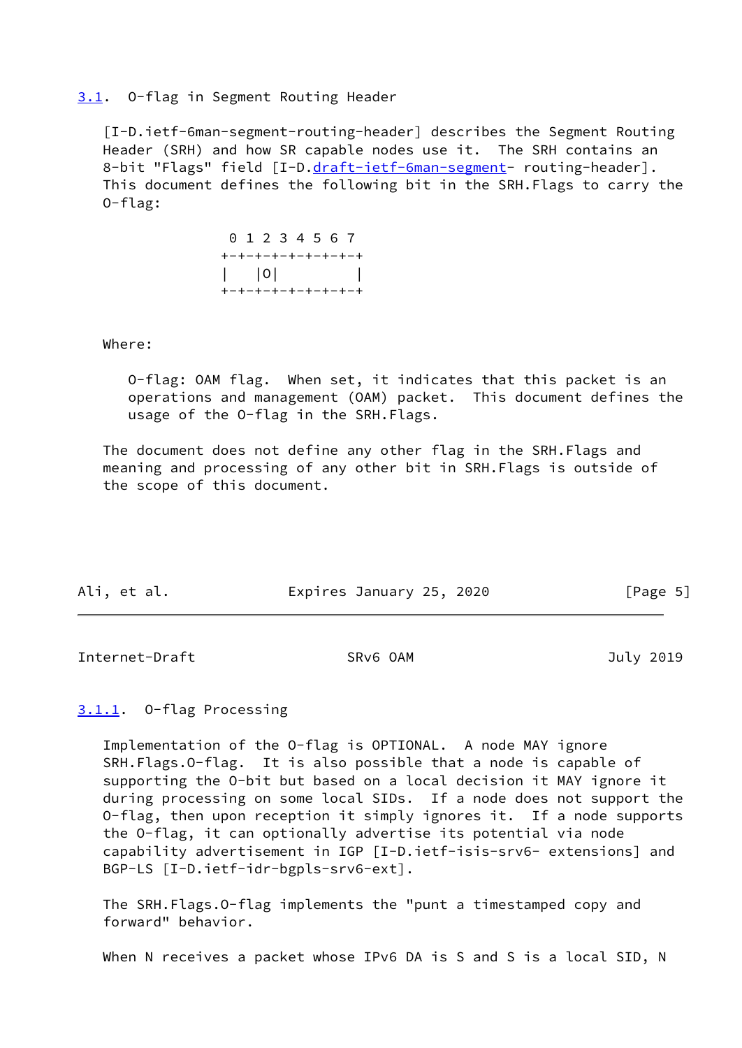### 3.1. O-flag in Segment Routing Header

[I-D.ietf-6man-segment-routing-header] describes the Segment Routing Header (SRH) and how SR capable nodes use it. The SRH contains an 8-bit "Flags" field [I-D.draft-ietf-6man-segment- routing-header]. This document defines the following bit in the SRH.Flags to carry the O-flag:

```
 0 1 2 3 4 5 6 7
+-+-+-+-+-+-+-+-+
|   |O|         |
+-+-+-+-+-+-+-+-+
```

Where:

O-flag: OAM flag. When set, it indicates that this packet is an operations and management (OAM) packet. This document defines the usage of the O-flag in the SRH.Flags.

The document does not define any other flag in the SRH.Flags and meaning and processing of any other bit in SRH.Flags is outside of the scope of this document.

#### 3.1.1. O-flag Processing

Implementation of the O-flag is OPTIONAL. A node MAY ignore SRH.Flags.O-flag. It is also possible that a node is capable of supporting the O-bit but based on a local decision it MAY ignore it during processing on some local SIDs. If a node does not support the O-flag, then upon reception it simply ignores it. If a node supports the O-flag, it can optionally advertise its potential via node capability advertisement in IGP [I-D.ietf-isis-srv6- extensions] and BGP-LS [I-D.ietf-idr-bgpls-srv6-ext].

The SRH.Flags.O-flag implements the "punt a timestamped copy and forward" behavior.

When N receives a packet whose IPv6 DA is S and S is a local SID, N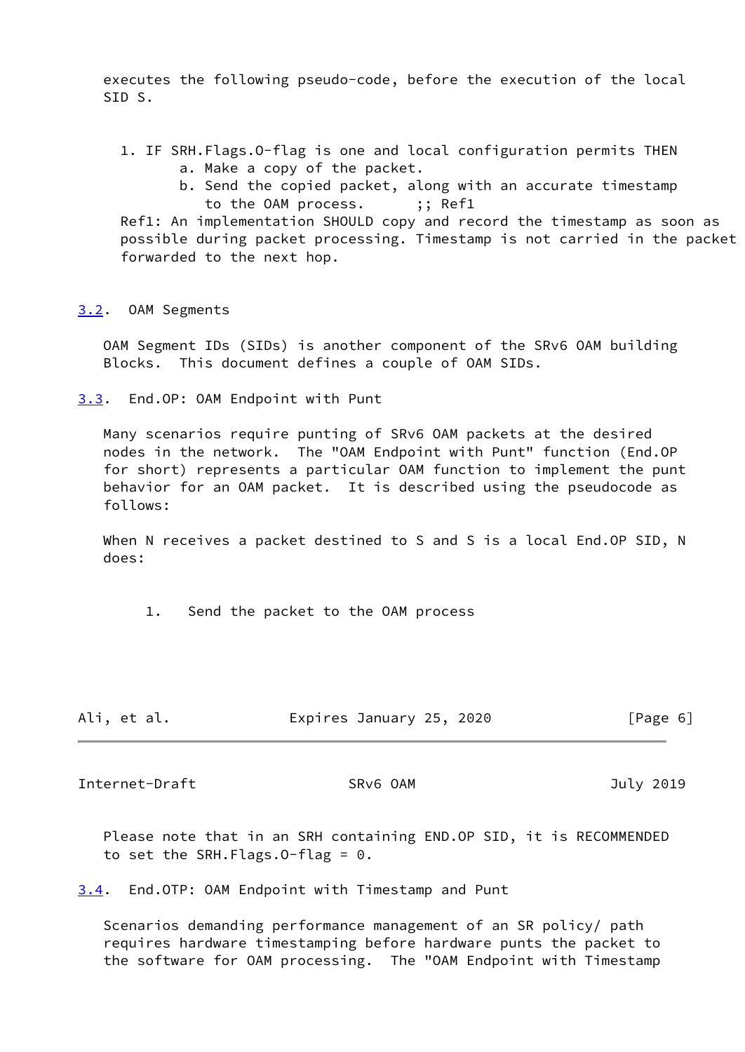executes the following pseudo-code, before the execution of the local SID S.

```
   1. IF SRH.Flags.O-flag is one and local configuration permits THEN
         a. Make a copy of the packet.
         b. Send the copied packet, along with an accurate timestamp
            to the OAM process.      ;; Ref1
   Ref1: An implementation SHOULD copy and record the timestamp as soon as
   possible during packet processing. Timestamp is not carried in the packet
   forwarded to the next hop.
```

## 3.2. OAM Segments

OAM Segment IDs (SIDs) is another component of the SRv6 OAM building Blocks. This document defines a couple of OAM SIDs.

## 3.3. End.OP: OAM Endpoint with Punt

Many scenarios require punting of SRv6 OAM packets at the desired nodes in the network. The "OAM Endpoint with Punt" function (End.OP for short) represents a particular OAM function to implement the punt behavior for an OAM packet. It is described using the pseudocode as follows:

When N receives a packet destined to S and S is a local End.OP SID, N does:

```
    1.   Send the packet to the OAM process
```

Please note that in an SRH containing END.OP SID, it is RECOMMENDED to set the SRH.Flags.O-flag = 0.

## 3.4. End.OTP: OAM Endpoint with Timestamp and Punt

Scenarios demanding performance management of an SR policy/ path requires hardware timestamping before hardware punts the packet to the software for OAM processing. The "OAM Endpoint with Timestamp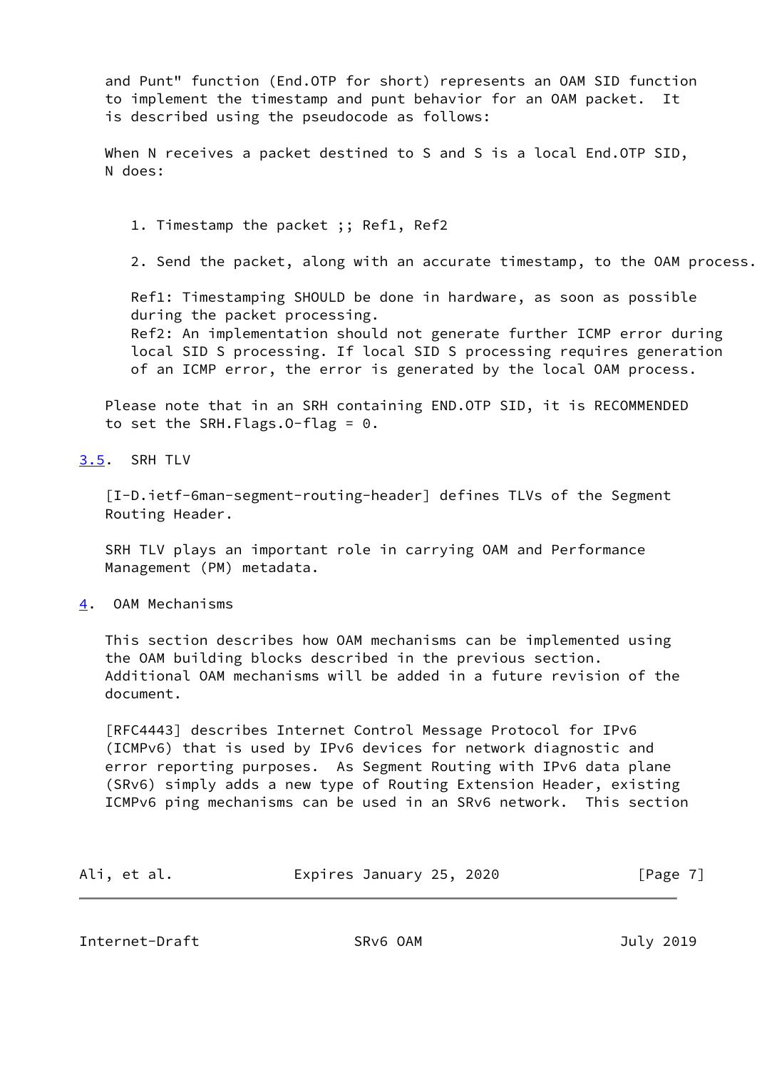and Punt" function (End.OTP for short) represents an OAM SID function to implement the timestamp and punt behavior for an OAM packet. It is described using the pseudocode as follows:

When N receives a packet destined to S and S is a local End.OTP SID, N does:

```
   1. Timestamp the packet ;; Ref1, Ref2

   2. Send the packet, along with an accurate timestamp, to the OAM process.

   Ref1: Timestamping SHOULD be done in hardware, as soon as possible
   during the packet processing.
   Ref2: An implementation should not generate further ICMP error during
   local SID S processing. If local SID S processing requires generation
   of an ICMP error, the error is generated by the local OAM process.
```

Please note that in an SRH containing END.OTP SID, it is RECOMMENDED to set the SRH.Flags.O-flag = 0.

### 3.5. SRH TLV

[I-D.ietf-6man-segment-routing-header] defines TLVs of the Segment Routing Header.

SRH TLV plays an important role in carrying OAM and Performance Management (PM) metadata.

## 4. OAM Mechanisms

This section describes how OAM mechanisms can be implemented using the OAM building blocks described in the previous section. Additional OAM mechanisms will be added in a future revision of the document.

[RFC4443] describes Internet Control Message Protocol for IPv6 (ICMPv6) that is used by IPv6 devices for network diagnostic and error reporting purposes. As Segment Routing with IPv6 data plane (SRv6) simply adds a new type of Routing Extension Header, existing ICMPv6 ping mechanisms can be used in an SRv6 network. This section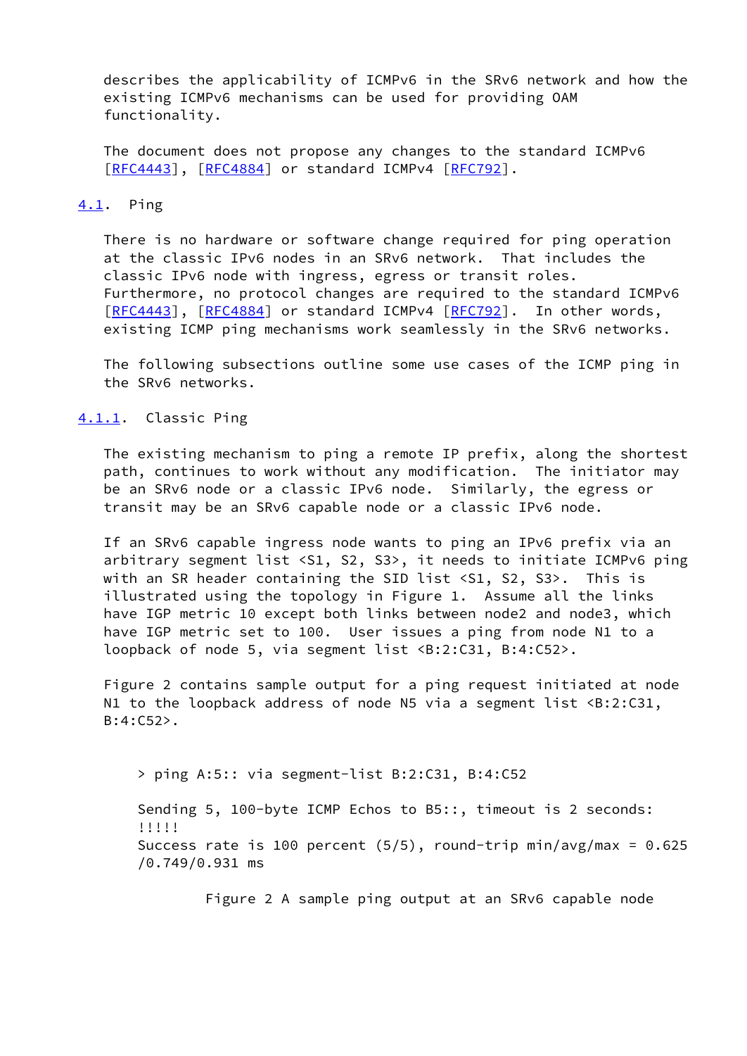describes the applicability of ICMPv6 in the SRv6 network and how the existing ICMPv6 mechanisms can be used for providing OAM functionality.

The document does not propose any changes to the standard ICMPv6 [RFC4443], [RFC4884] or standard ICMPv4 [RFC792].

### 4.1. Ping

There is no hardware or software change required for ping operation at the classic IPv6 nodes in an SRv6 network. That includes the classic IPv6 node with ingress, egress or transit roles. Furthermore, no protocol changes are required to the standard ICMPv6 [RFC4443], [RFC4884] or standard ICMPv4 [RFC792]. In other words, existing ICMP ping mechanisms work seamlessly in the SRv6 networks.

The following subsections outline some use cases of the ICMP ping in the SRv6 networks.

#### 4.1.1. Classic Ping

The existing mechanism to ping a remote IP prefix, along the shortest path, continues to work without any modification. The initiator may be an SRv6 node or a classic IPv6 node. Similarly, the egress or transit may be an SRv6 capable node or a classic IPv6 node.

If an SRv6 capable ingress node wants to ping an IPv6 prefix via an arbitrary segment list <S1, S2, S3>, it needs to initiate ICMPv6 ping with an SR header containing the SID list <S1, S2, S3>. This is illustrated using the topology in Figure 1. Assume all the links have IGP metric 10 except both links between node2 and node3, which have IGP metric set to 100. User issues a ping from node N1 to a loopback of node 5, via segment list <B:2:C31, B:4:C52>.

Figure 2 contains sample output for a ping request initiated at node N1 to the loopback address of node N5 via a segment list <B:2:C31, B:4:C52>.

```
> ping A:5:: via segment-list B:2:C31, B:4:C52

Sending 5, 100-byte ICMP Echos to B5::, timeout is 2 seconds:
!!!!!
Success rate is 100 percent (5/5), round-trip min/avg/max = 0.625
/0.749/0.931 ms
```

Figure 2 A sample ping output at an SRv6 capable node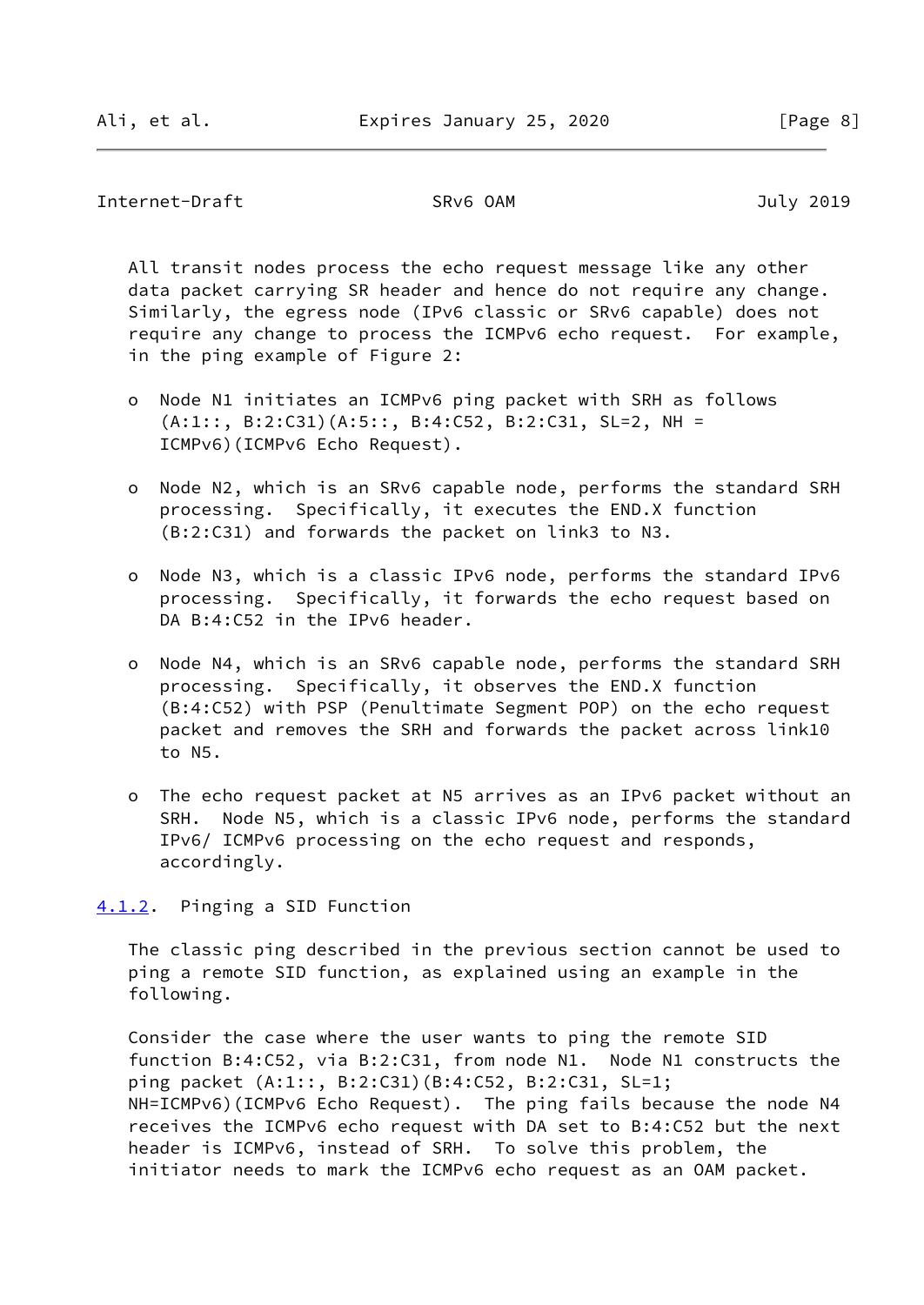All transit nodes process the echo request message like any other data packet carrying SR header and hence do not require any change. Similarly, the egress node (IPv6 classic or SRv6 capable) does not require any change to process the ICMPv6 echo request. For example, in the ping example of Figure 2:

- Node N1 initiates an ICMPv6 ping packet with SRH as follows (A:1::, B:2:C31)(A:5::, B:4:C52, B:2:C31, SL=2, NH = ICMPv6)(ICMPv6 Echo Request).

- Node N2, which is an SRv6 capable node, performs the standard SRH processing. Specifically, it executes the END.X function (B:2:C31) and forwards the packet on link3 to N3.

- Node N3, which is a classic IPv6 node, performs the standard IPv6 processing. Specifically, it forwards the echo request based on DA B:4:C52 in the IPv6 header.

- Node N4, which is an SRv6 capable node, performs the standard SRH processing. Specifically, it observes the END.X function (B:4:C52) with PSP (Penultimate Segment POP) on the echo request packet and removes the SRH and forwards the packet across link10 to N5.

- The echo request packet at N5 arrives as an IPv6 packet without an SRH. Node N5, which is a classic IPv6 node, performs the standard IPv6/ ICMPv6 processing on the echo request and responds, accordingly.

#### 4.1.2. Pinging a SID Function

The classic ping described in the previous section cannot be used to ping a remote SID function, as explained using an example in the following.

Consider the case where the user wants to ping the remote SID function B:4:C52, via B:2:C31, from node N1. Node N1 constructs the ping packet (A:1::, B:2:C31)(B:4:C52, B:2:C31, SL=1; NH=ICMPv6)(ICMPv6 Echo Request). The ping fails because the node N4 receives the ICMPv6 echo request with DA set to B:4:C52 but the next header is ICMPv6, instead of SRH. To solve this problem, the initiator needs to mark the ICMPv6 echo request as an OAM packet.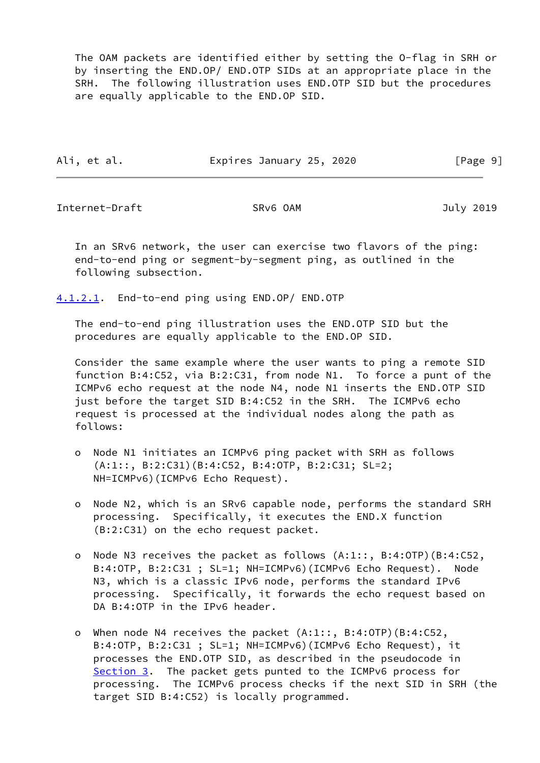The OAM packets are identified either by setting the O-flag in SRH or by inserting the END.OP/ END.OTP SIDs at an appropriate place in the SRH. The following illustration uses END.OTP SID but the procedures are equally applicable to the END.OP SID.

In an SRv6 network, the user can exercise two flavors of the ping: end-to-end ping or segment-by-segment ping, as outlined in the following subsection.

#### 4.1.2.1. End-to-end ping using END.OP/ END.OTP

The end-to-end ping illustration uses the END.OTP SID but the procedures are equally applicable to the END.OP SID.

Consider the same example where the user wants to ping a remote SID function B:4:C52, via B:2:C31, from node N1. To force a punt of the ICMPv6 echo request at the node N4, node N1 inserts the END.OTP SID just before the target SID B:4:C52 in the SRH. The ICMPv6 echo request is processed at the individual nodes along the path as follows:

- Node N1 initiates an ICMPv6 ping packet with SRH as follows (A:1::, B:2:C31)(B:4:C52, B:4:OTP, B:2:C31; SL=2; NH=ICMPv6)(ICMPv6 Echo Request).

- Node N2, which is an SRv6 capable node, performs the standard SRH processing. Specifically, it executes the END.X function (B:2:C31) on the echo request packet.

- Node N3 receives the packet as follows (A:1::, B:4:OTP)(B:4:C52, B:4:OTP, B:2:C31 ; SL=1; NH=ICMPv6)(ICMPv6 Echo Request). Node N3, which is a classic IPv6 node, performs the standard IPv6 processing. Specifically, it forwards the echo request based on DA B:4:OTP in the IPv6 header.

- When node N4 receives the packet (A:1::, B:4:OTP)(B:4:C52, B:4:OTP, B:2:C31 ; SL=1; NH=ICMPv6)(ICMPv6 Echo Request), it processes the END.OTP SID, as described in the pseudocode in Section 3. The packet gets punted to the ICMPv6 process for processing. The ICMPv6 process checks if the next SID in SRH (the target SID B:4:C52) is locally programmed.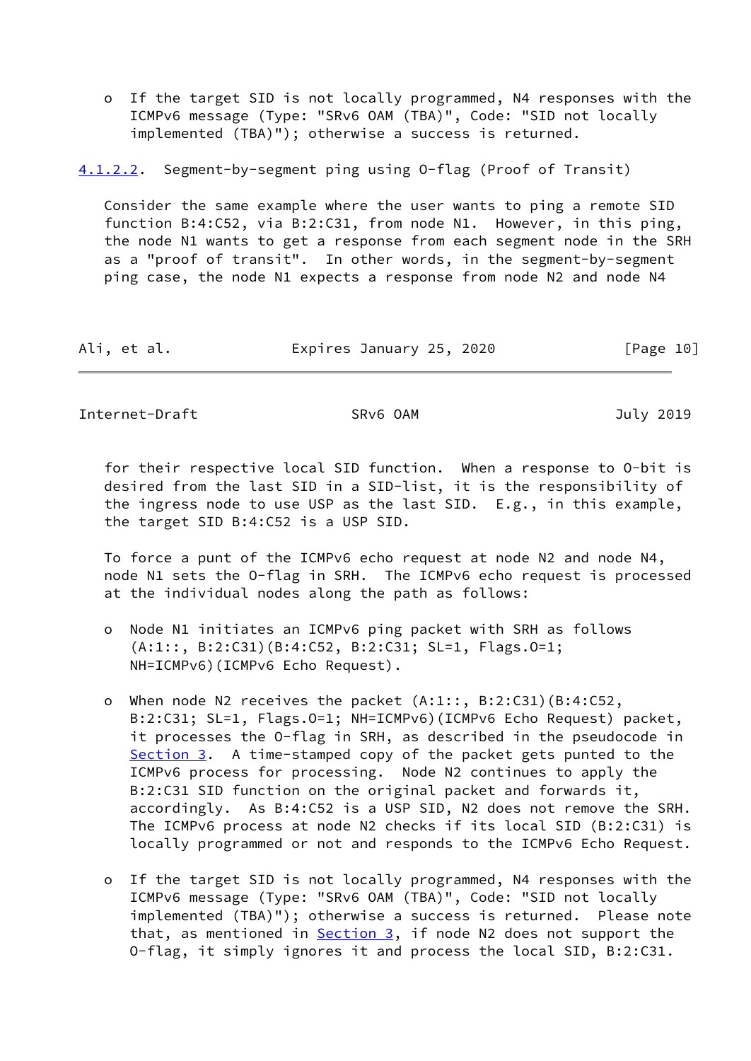- If the target SID is not locally programmed, N4 responses with the ICMPv6 message (Type: "SRv6 OAM (TBA)", Code: "SID not locally implemented (TBA)"); otherwise a success is returned.

#### 4.1.2.2. Segment-by-segment ping using O-flag (Proof of Transit)

Consider the same example where the user wants to ping a remote SID function B:4:C52, via B:2:C31, from node N1. However, in this ping, the node N1 wants to get a response from each segment node in the SRH as a "proof of transit". In other words, in the segment-by-segment ping case, the node N1 expects a response from node N2 and node N4 for their respective local SID function. When a response to O-bit is desired from the last SID in a SID-list, it is the responsibility of the ingress node to use USP as the last SID. E.g., in this example, the target SID B:4:C52 is a USP SID.

To force a punt of the ICMPv6 echo request at node N2 and node N4, node N1 sets the O-flag in SRH. The ICMPv6 echo request is processed at the individual nodes along the path as follows:

- Node N1 initiates an ICMPv6 ping packet with SRH as follows (A:1::, B:2:C31)(B:4:C52, B:2:C31; SL=1, Flags.O=1; NH=ICMPv6)(ICMPv6 Echo Request).

- When node N2 receives the packet (A:1::, B:2:C31)(B:4:C52, B:2:C31; SL=1, Flags.O=1; NH=ICMPv6)(ICMPv6 Echo Request) packet, it processes the O-flag in SRH, as described in the pseudocode in Section 3. A time-stamped copy of the packet gets punted to the ICMPv6 process for processing. Node N2 continues to apply the B:2:C31 SID function on the original packet and forwards it, accordingly. As B:4:C52 is a USP SID, N2 does not remove the SRH. The ICMPv6 process at node N2 checks if its local SID (B:2:C31) is locally programmed or not and responds to the ICMPv6 Echo Request.

- If the target SID is not locally programmed, N4 responses with the ICMPv6 message (Type: "SRv6 OAM (TBA)", Code: "SID not locally implemented (TBA)"); otherwise a success is returned. Please note that, as mentioned in Section 3, if node N2 does not support the O-flag, it simply ignores it and process the local SID, B:2:C31.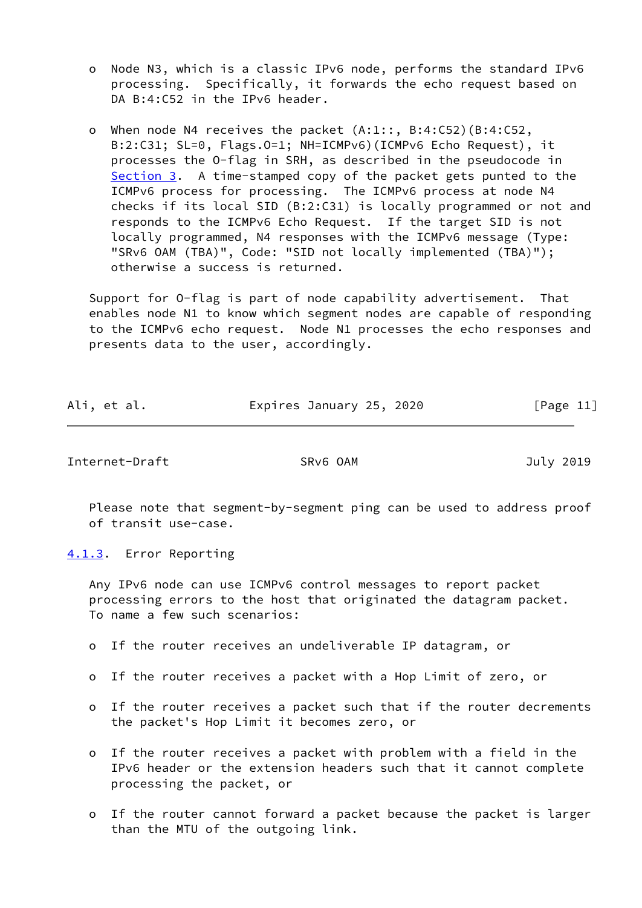- Node N3, which is a classic IPv6 node, performs the standard IPv6 processing. Specifically, it forwards the echo request based on DA B:4:C52 in the IPv6 header.

- When node N4 receives the packet (A:1::, B:4:C52)(B:4:C52, B:2:C31; SL=0, Flags.O=1; NH=ICMPv6)(ICMPv6 Echo Request), it processes the O-flag in SRH, as described in the pseudocode in Section 3. A time-stamped copy of the packet gets punted to the ICMPv6 process for processing. The ICMPv6 process at node N4 checks if its local SID (B:2:C31) is locally programmed or not and responds to the ICMPv6 Echo Request. If the target SID is not locally programmed, N4 responses with the ICMPv6 message (Type: "SRv6 OAM (TBA)", Code: "SID not locally implemented (TBA)"); otherwise a success is returned.

Support for O-flag is part of node capability advertisement. That enables node N1 to know which segment nodes are capable of responding to the ICMPv6 echo request. Node N1 processes the echo responses and presents data to the user, accordingly.

Please note that segment-by-segment ping can be used to address proof of transit use-case.

#### 4.1.3. Error Reporting

Any IPv6 node can use ICMPv6 control messages to report packet processing errors to the host that originated the datagram packet. To name a few such scenarios:

- If the router receives an undeliverable IP datagram, or

- If the router receives a packet with a Hop Limit of zero, or

- If the router receives a packet such that if the router decrements the packet's Hop Limit it becomes zero, or

- If the router receives a packet with problem with a field in the IPv6 header or the extension headers such that it cannot complete processing the packet, or

- If the router cannot forward a packet because the packet is larger than the MTU of the outgoing link.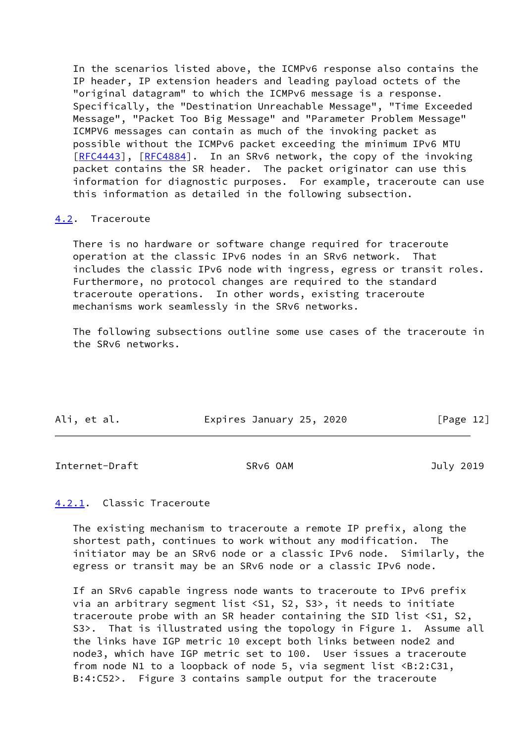In the scenarios listed above, the ICMPv6 response also contains the IP header, IP extension headers and leading payload octets of the "original datagram" to which the ICMPv6 message is a response. Specifically, the "Destination Unreachable Message", "Time Exceeded Message", "Packet Too Big Message" and "Parameter Problem Message" ICMPV6 messages can contain as much of the invoking packet as possible without the ICMPv6 packet exceeding the minimum IPv6 MTU [RFC4443], [RFC4884]. In an SRv6 network, the copy of the invoking packet contains the SR header. The packet originator can use this information for diagnostic purposes. For example, traceroute can use this information as detailed in the following subsection.

### 4.2. Traceroute

There is no hardware or software change required for traceroute operation at the classic IPv6 nodes in an SRv6 network. That includes the classic IPv6 node with ingress, egress or transit roles. Furthermore, no protocol changes are required to the standard traceroute operations. In other words, existing traceroute mechanisms work seamlessly in the SRv6 networks.

The following subsections outline some use cases of the traceroute in the SRv6 networks.

#### 4.2.1. Classic Traceroute

The existing mechanism to traceroute a remote IP prefix, along the shortest path, continues to work without any modification. The initiator may be an SRv6 node or a classic IPv6 node. Similarly, the egress or transit may be an SRv6 node or a classic IPv6 node.

If an SRv6 capable ingress node wants to traceroute to IPv6 prefix via an arbitrary segment list <S1, S2, S3>, it needs to initiate traceroute probe with an SR header containing the SID list <S1, S2, S3>. That is illustrated using the topology in Figure 1. Assume all the links have IGP metric 10 except both links between node2 and node3, which have IGP metric set to 100. User issues a traceroute from node N1 to a loopback of node 5, via segment list <B:2:C31, B:4:C52>. Figure 3 contains sample output for the traceroute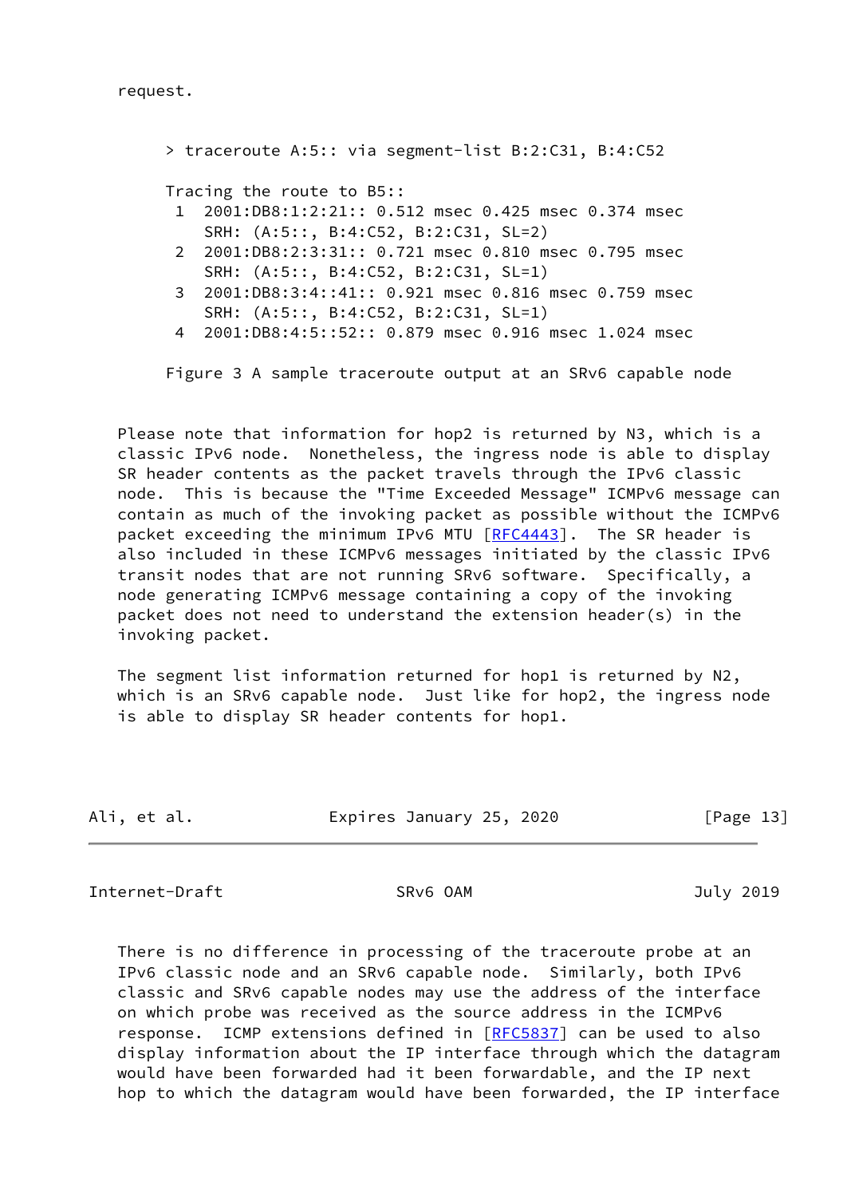request.

```
   > traceroute A:5:: via segment-list B:2:C31, B:4:C52

   Tracing the route to B5::
    1  2001:DB8:1:2:21:: 0.512 msec 0.425 msec 0.374 msec
       SRH: (A:5::, B:4:C52, B:2:C31, SL=2)
    2  2001:DB8:2:3:31:: 0.721 msec 0.810 msec 0.795 msec
       SRH: (A:5::, B:4:C52, B:2:C31, SL=1)
    3  2001:DB8:3:4::41:: 0.921 msec 0.816 msec 0.759 msec
       SRH: (A:5::, B:4:C52, B:2:C31, SL=1)
    4  2001:DB8:4:5::52:: 0.879 msec 0.916 msec 1.024 msec
```

Figure 3 A sample traceroute output at an SRv6 capable node

Please note that information for hop2 is returned by N3, which is a classic IPv6 node. Nonetheless, the ingress node is able to display SR header contents as the packet travels through the IPv6 classic node. This is because the "Time Exceeded Message" ICMPv6 message can contain as much of the invoking packet as possible without the ICMPv6 packet exceeding the minimum IPv6 MTU [RFC4443]. The SR header is also included in these ICMPv6 messages initiated by the classic IPv6 transit nodes that are not running SRv6 software. Specifically, a node generating ICMPv6 message containing a copy of the invoking packet does not need to understand the extension header(s) in the invoking packet.

The segment list information returned for hop1 is returned by N2, which is an SRv6 capable node. Just like for hop2, the ingress node is able to display SR header contents for hop1.

There is no difference in processing of the traceroute probe at an IPv6 classic node and an SRv6 capable node. Similarly, both IPv6 classic and SRv6 capable nodes may use the address of the interface on which probe was received as the source address in the ICMPv6 response. ICMP extensions defined in [RFC5837] can be used to also display information about the IP interface through which the datagram would have been forwarded had it been forwardable, and the IP next hop to which the datagram would have been forwarded, the IP interface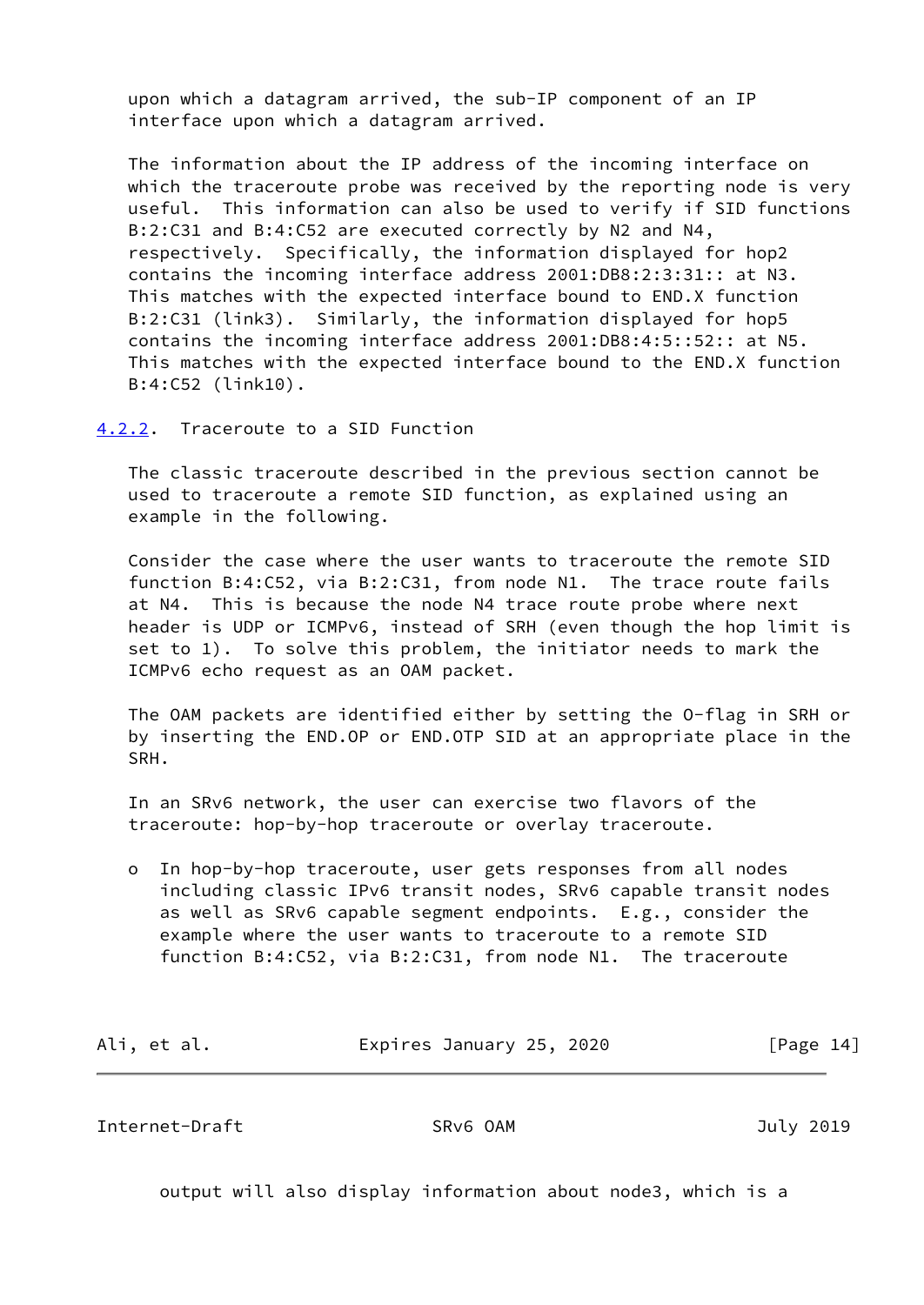upon which a datagram arrived, the sub-IP component of an IP interface upon which a datagram arrived.

The information about the IP address of the incoming interface on which the traceroute probe was received by the reporting node is very useful. This information can also be used to verify if SID functions B:2:C31 and B:4:C52 are executed correctly by N2 and N4, respectively. Specifically, the information displayed for hop2 contains the incoming interface address 2001:DB8:2:3:31:: at N3. This matches with the expected interface bound to END.X function B:2:C31 (link3). Similarly, the information displayed for hop5 contains the incoming interface address 2001:DB8:4:5::52:: at N5. This matches with the expected interface bound to the END.X function B:4:C52 (link10).

### 4.2.2. Traceroute to a SID Function

The classic traceroute described in the previous section cannot be used to traceroute a remote SID function, as explained using an example in the following.

Consider the case where the user wants to traceroute the remote SID function B:4:C52, via B:2:C31, from node N1. The trace route fails at N4. This is because the node N4 trace route probe where next header is UDP or ICMPv6, instead of SRH (even though the hop limit is set to 1). To solve this problem, the initiator needs to mark the ICMPv6 echo request as an OAM packet.

The OAM packets are identified either by setting the O-flag in SRH or by inserting the END.OP or END.OTP SID at an appropriate place in the SRH.

In an SRv6 network, the user can exercise two flavors of the traceroute: hop-by-hop traceroute or overlay traceroute.

- In hop-by-hop traceroute, user gets responses from all nodes including classic IPv6 transit nodes, SRv6 capable transit nodes as well as SRv6 capable segment endpoints. E.g., consider the example where the user wants to traceroute to a remote SID function B:4:C52, via B:2:C31, from node N1. The traceroute output will also display information about node3, which is a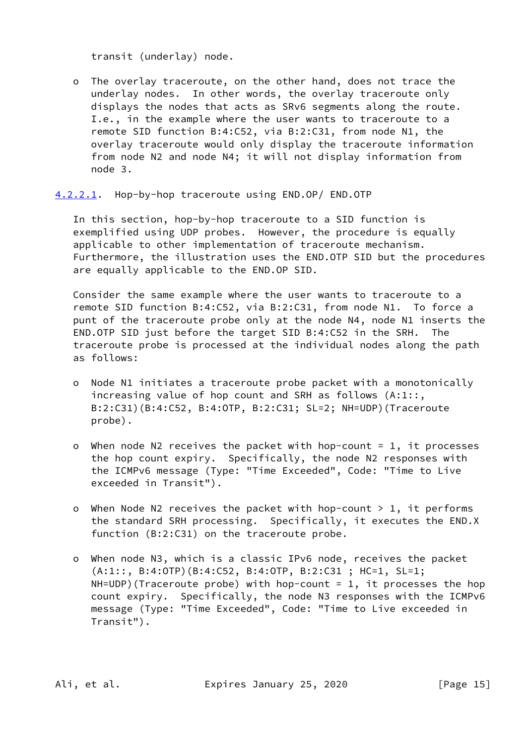transit (underlay) node.

- The overlay traceroute, on the other hand, does not trace the underlay nodes. In other words, the overlay traceroute only displays the nodes that acts as SRv6 segments along the route. I.e., in the example where the user wants to traceroute to a remote SID function B:4:C52, via B:2:C31, from node N1, the overlay traceroute would only display the traceroute information from node N2 and node N4; it will not display information from node 3.

#### 4.2.2.1. Hop-by-hop traceroute using END.OP/ END.OTP

In this section, hop-by-hop traceroute to a SID function is exemplified using UDP probes. However, the procedure is equally applicable to other implementation of traceroute mechanism. Furthermore, the illustration uses the END.OTP SID but the procedures are equally applicable to the END.OP SID.

Consider the same example where the user wants to traceroute to a remote SID function B:4:C52, via B:2:C31, from node N1. To force a punt of the traceroute probe only at the node N4, node N1 inserts the END.OTP SID just before the target SID B:4:C52 in the SRH. The traceroute probe is processed at the individual nodes along the path as follows:

- Node N1 initiates a traceroute probe packet with a monotonically increasing value of hop count and SRH as follows (A:1::, B:2:C31)(B:4:C52, B:4:OTP, B:2:C31; SL=2; NH=UDP)(Traceroute probe).

- When node N2 receives the packet with hop-count = 1, it processes the hop count expiry. Specifically, the node N2 responses with the ICMPv6 message (Type: "Time Exceeded", Code: "Time to Live exceeded in Transit").

- When Node N2 receives the packet with hop-count > 1, it performs the standard SRH processing. Specifically, it executes the END.X function (B:2:C31) on the traceroute probe.

- When node N3, which is a classic IPv6 node, receives the packet (A:1::, B:4:OTP)(B:4:C52, B:4:OTP, B:2:C31 ; HC=1, SL=1; NH=UDP)(Traceroute probe) with hop-count = 1, it processes the hop count expiry. Specifically, the node N3 responses with the ICMPv6 message (Type: "Time Exceeded", Code: "Time to Live exceeded in Transit").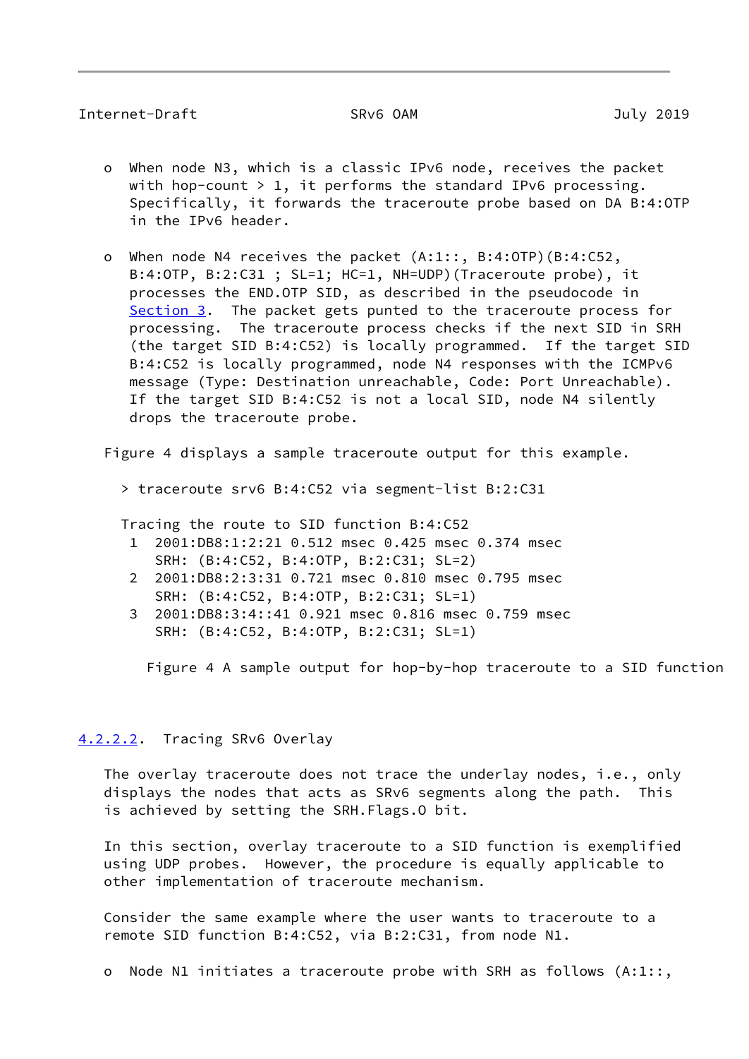- When node N3, which is a classic IPv6 node, receives the packet with hop-count > 1, it performs the standard IPv6 processing. Specifically, it forwards the traceroute probe based on DA B:4:OTP in the IPv6 header.

- When node N4 receives the packet (A:1::, B:4:OTP)(B:4:C52, B:4:OTP, B:2:C31 ; SL=1; HC=1, NH=UDP)(Traceroute probe), it processes the END.OTP SID, as described in the pseudocode in Section 3. The packet gets punted to the traceroute process for processing. The traceroute process checks if the next SID in SRH (the target SID B:4:C52) is locally programmed. If the target SID B:4:C52 is locally programmed, node N4 responses with the ICMPv6 message (Type: Destination unreachable, Code: Port Unreachable). If the target SID B:4:C52 is not a local SID, node N4 silently drops the traceroute probe.

Figure 4 displays a sample traceroute output for this example.

```
 > traceroute srv6 B:4:C52 via segment-list B:2:C31

 Tracing the route to SID function B:4:C52
  1  2001:DB8:1:2:21 0.512 msec 0.425 msec 0.374 msec
     SRH: (B:4:C52, B:4:OTP, B:2:C31; SL=2)
  2  2001:DB8:2:3:31 0.721 msec 0.810 msec 0.795 msec
     SRH: (B:4:C52, B:4:OTP, B:2:C31; SL=1)
  3  2001:DB8:3:4::41 0.921 msec 0.816 msec 0.759 msec
     SRH: (B:4:C52, B:4:OTP, B:2:C31; SL=1)
```

Figure 4 A sample output for hop-by-hop traceroute to a SID function

#### 4.2.2.2. Tracing SRv6 Overlay

The overlay traceroute does not trace the underlay nodes, i.e., only displays the nodes that acts as SRv6 segments along the path. This is achieved by setting the SRH.Flags.O bit.

In this section, overlay traceroute to a SID function is exemplified using UDP probes. However, the procedure is equally applicable to other implementation of traceroute mechanism.

Consider the same example where the user wants to traceroute to a remote SID function B:4:C52, via B:2:C31, from node N1.

- Node N1 initiates a traceroute probe with SRH as follows (A:1::,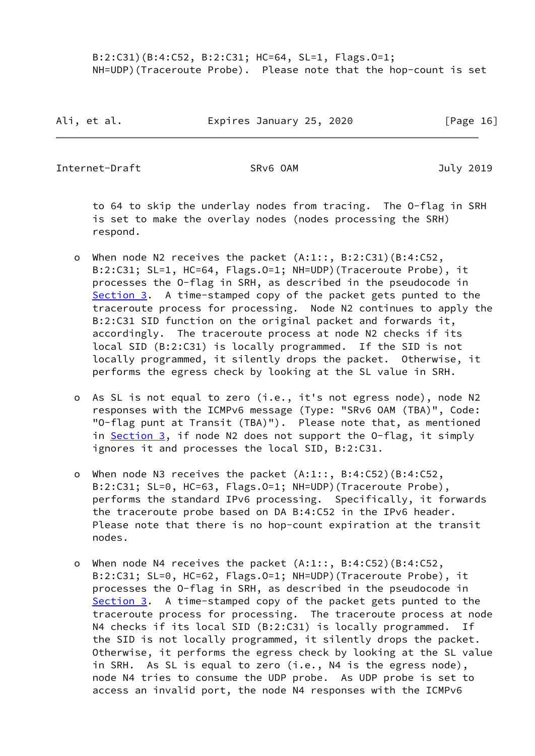B:2:C31)(B:4:C52, B:2:C31; HC=64, SL=1, Flags.O=1; NH=UDP)(Traceroute Probe). Please note that the hop-count is set to 64 to skip the underlay nodes from tracing. The O-flag in SRH is set to make the overlay nodes (nodes processing the SRH) respond.

- When node N2 receives the packet (A:1::, B:2:C31)(B:4:C52, B:2:C31; SL=1, HC=64, Flags.O=1; NH=UDP)(Traceroute Probe), it processes the O-flag in SRH, as described in the pseudocode in Section 3. A time-stamped copy of the packet gets punted to the traceroute process for processing. Node N2 continues to apply the B:2:C31 SID function on the original packet and forwards it, accordingly. The traceroute process at node N2 checks if its local SID (B:2:C31) is locally programmed. If the SID is not locally programmed, it silently drops the packet. Otherwise, it performs the egress check by looking at the SL value in SRH.

- As SL is not equal to zero (i.e., it's not egress node), node N2 responses with the ICMPv6 message (Type: "SRv6 OAM (TBA)", Code: "O-flag punt at Transit (TBA)"). Please note that, as mentioned in Section 3, if node N2 does not support the O-flag, it simply ignores it and processes the local SID, B:2:C31.

- When node N3 receives the packet (A:1::, B:4:C52)(B:4:C52, B:2:C31; SL=0, HC=63, Flags.O=1; NH=UDP)(Traceroute Probe), performs the standard IPv6 processing. Specifically, it forwards the traceroute probe based on DA B:4:C52 in the IPv6 header. Please note that there is no hop-count expiration at the transit nodes.

- When node N4 receives the packet (A:1::, B:4:C52)(B:4:C52, B:2:C31; SL=0, HC=62, Flags.O=1; NH=UDP)(Traceroute Probe), it processes the O-flag in SRH, as described in the pseudocode in Section 3. A time-stamped copy of the packet gets punted to the traceroute process for processing. The traceroute process at node N4 checks if its local SID (B:2:C31) is locally programmed. If the SID is not locally programmed, it silently drops the packet. Otherwise, it performs the egress check by looking at the SL value in SRH. As SL is equal to zero (i.e., N4 is the egress node), node N4 tries to consume the UDP probe. As UDP probe is set to access an invalid port, the node N4 responses with the ICMPv6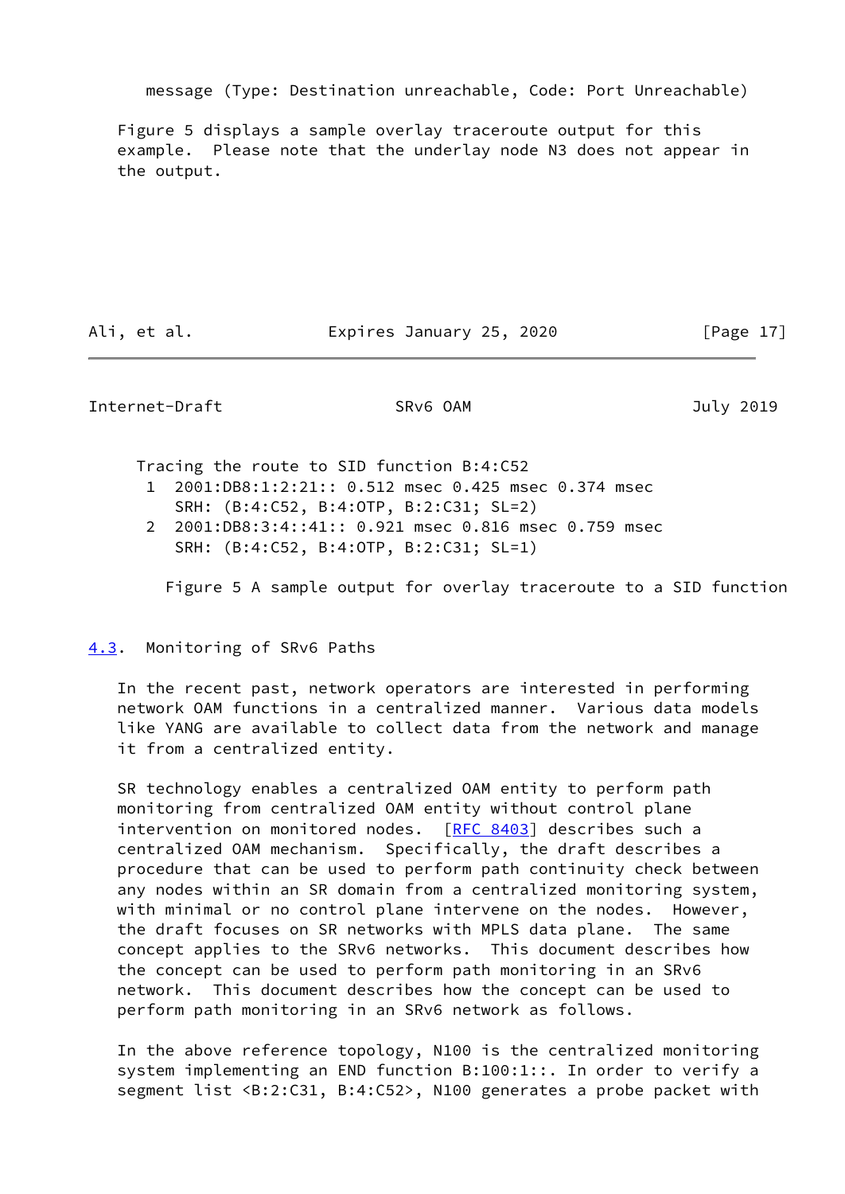message (Type: Destination unreachable, Code: Port Unreachable)

Figure 5 displays a sample overlay traceroute output for this example. Please note that the underlay node N3 does not appear in the output.

```
Tracing the route to SID function B:4:C52
 1  2001:DB8:1:2:21:: 0.512 msec 0.425 msec 0.374 msec
    SRH: (B:4:C52, B:4:OTP, B:2:C31; SL=2)
 2  2001:DB8:3:4::41:: 0.921 msec 0.816 msec 0.759 msec
    SRH: (B:4:C52, B:4:OTP, B:2:C31; SL=1)
```

Figure 5 A sample output for overlay traceroute to a SID function

## 4.3. Monitoring of SRv6 Paths

In the recent past, network operators are interested in performing network OAM functions in a centralized manner. Various data models like YANG are available to collect data from the network and manage it from a centralized entity.

SR technology enables a centralized OAM entity to perform path monitoring from centralized OAM entity without control plane intervention on monitored nodes. [RFC 8403] describes such a centralized OAM mechanism. Specifically, the draft describes a procedure that can be used to perform path continuity check between any nodes within an SR domain from a centralized monitoring system, with minimal or no control plane intervene on the nodes. However, the draft focuses on SR networks with MPLS data plane. The same concept applies to the SRv6 networks. This document describes how the concept can be used to perform path monitoring in an SRv6 network. This document describes how the concept can be used to perform path monitoring in an SRv6 network as follows.

In the above reference topology, N100 is the centralized monitoring system implementing an END function B:100:1::. In order to verify a segment list <B:2:C31, B:4:C52>, N100 generates a probe packet with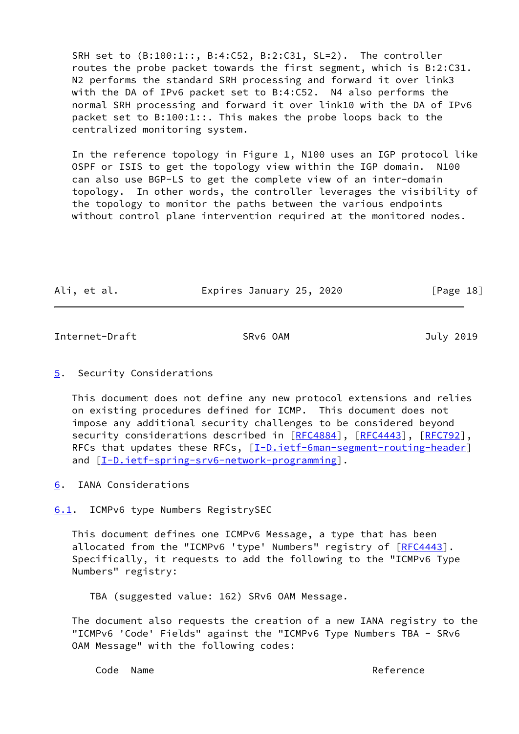SRH set to (B:100:1::, B:4:C52, B:2:C31, SL=2). The controller routes the probe packet towards the first segment, which is B:2:C31. N2 performs the standard SRH processing and forward it over link3 with the DA of IPv6 packet set to B:4:C52. N4 also performs the normal SRH processing and forward it over link10 with the DA of IPv6 packet set to B:100:1::. This makes the probe loops back to the centralized monitoring system.

In the reference topology in Figure 1, N100 uses an IGP protocol like OSPF or ISIS to get the topology view within the IGP domain. N100 can also use BGP-LS to get the complete view of an inter-domain topology. In other words, the controller leverages the visibility of the topology to monitor the paths between the various endpoints without control plane intervention required at the monitored nodes.

## 5. Security Considerations

This document does not define any new protocol extensions and relies on existing procedures defined for ICMP. This document does not impose any additional security challenges to be considered beyond security considerations described in [RFC4884], [RFC4443], [RFC792], RFCs that updates these RFCs, [I-D.ietf-6man-segment-routing-header] and [I-D.ietf-spring-srv6-network-programming].

## 6. IANA Considerations

### 6.1. ICMPv6 type Numbers RegistrySEC

This document defines one ICMPv6 Message, a type that has been allocated from the "ICMPv6 'type' Numbers" registry of [RFC4443]. Specifically, it requests to add the following to the "ICMPv6 Type Numbers" registry:

TBA (suggested value: 162) SRv6 OAM Message.

The document also requests the creation of a new IANA registry to the "ICMPv6 'Code' Fields" against the "ICMPv6 Type Numbers TBA - SRv6 OAM Message" with the following codes:

| Code | Name | Reference |
|---|---|---|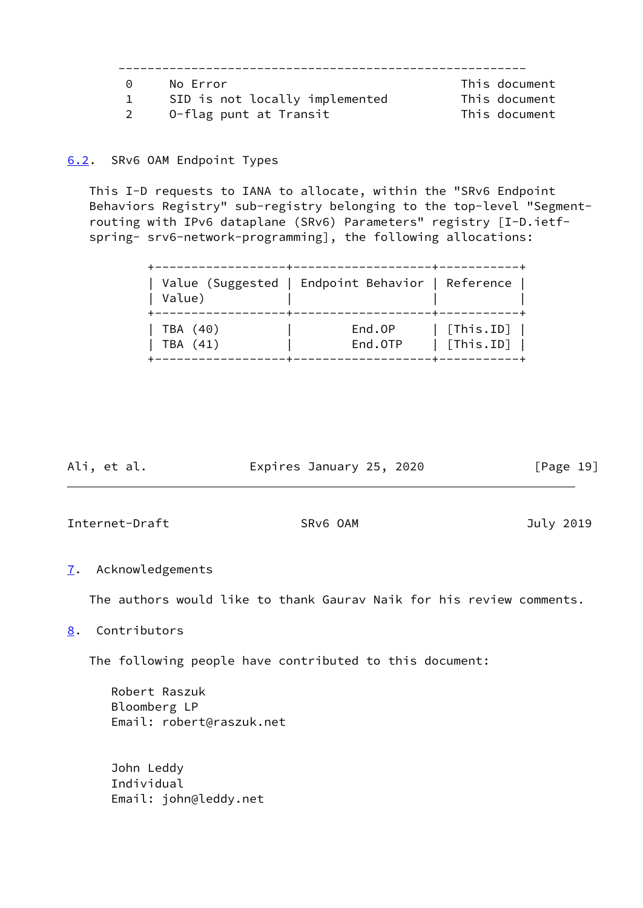| | | |
|---|---|---|
| 0 | No Error | This document |
| 1 | SID is not locally implemented | This document |
| 2 | O-flag punt at Transit | This document |

## 6.2. SRv6 OAM Endpoint Types

This I-D requests to IANA to allocate, within the "SRv6 Endpoint Behaviors Registry" sub-registry belonging to the top-level "Segment-routing with IPv6 dataplane (SRv6) Parameters" registry [I-D.ietf-spring- srv6-network-programming], the following allocations:

| Value (Suggested Value) | Endpoint Behavior | Reference |
|---|---|---|
| TBA (40) | End.OP | [This.ID] |
| TBA (41) | End.OTP | [This.ID] |

## 7. Acknowledgements

The authors would like to thank Gaurav Naik for his review comments.

## 8. Contributors

The following people have contributed to this document:

Robert Raszuk
Bloomberg LP
Email: robert@raszuk.net

John Leddy
Individual
Email: john@leddy.net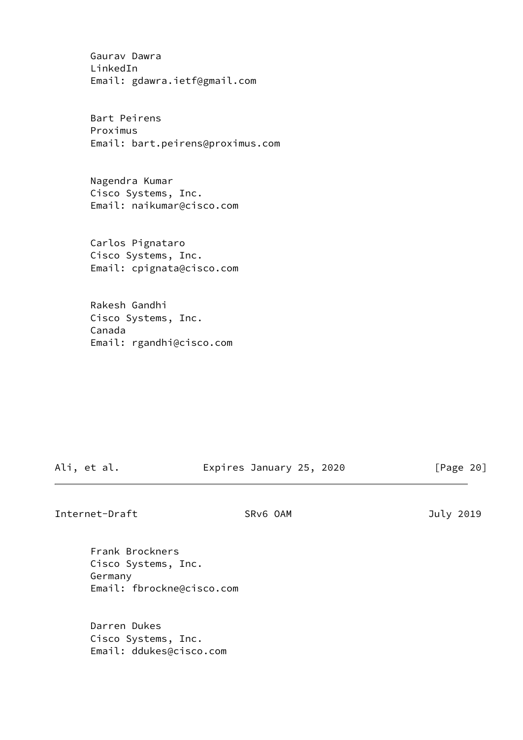Gaurav Dawra
LinkedIn
Email: gdawra.ietf@gmail.com

Bart Peirens
Proximus
Email: bart.peirens@proximus.com

Nagendra Kumar
Cisco Systems, Inc.
Email: naikumar@cisco.com

Carlos Pignataro
Cisco Systems, Inc.
Email: cpignata@cisco.com

Rakesh Gandhi
Cisco Systems, Inc.
Canada
Email: rgandhi@cisco.com

Frank Brockners
Cisco Systems, Inc.
Germany
Email: fbrockne@cisco.com

Darren Dukes
Cisco Systems, Inc.
Email: ddukes@cisco.com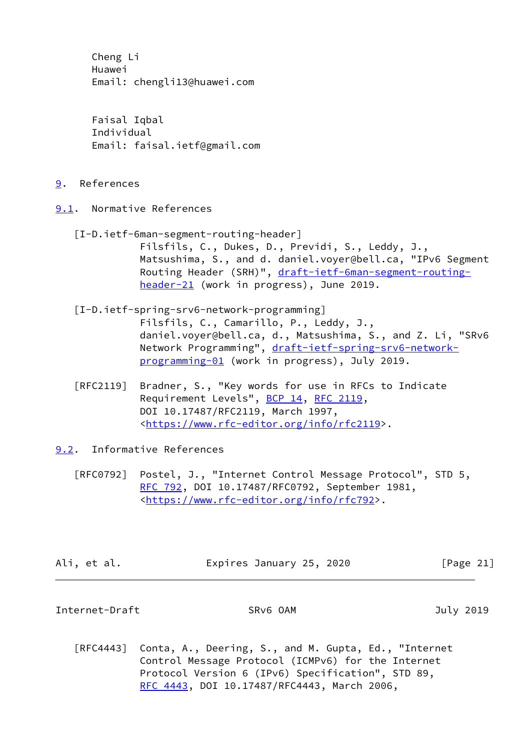Cheng Li
Huawei
Email: chengli13@huawei.com

Faisal Iqbal
Individual
Email: faisal.ietf@gmail.com

# 9. References

## 9.1. Normative References

[I-D.ietf-6man-segment-routing-header]
Filsfils, C., Dukes, D., Previdi, S., Leddy, J., Matsushima, S., and d. daniel.voyer@bell.ca, "IPv6 Segment Routing Header (SRH)", draft-ietf-6man-segment-routing-header-21 (work in progress), June 2019.

[I-D.ietf-spring-srv6-network-programming]
Filsfils, C., Camarillo, P., Leddy, J., daniel.voyer@bell.ca, d., Matsushima, S., and Z. Li, "SRv6 Network Programming", draft-ietf-spring-srv6-network-programming-01 (work in progress), July 2019.

[RFC2119] Bradner, S., "Key words for use in RFCs to Indicate Requirement Levels", BCP 14, RFC 2119, DOI 10.17487/RFC2119, March 1997, <https://www.rfc-editor.org/info/rfc2119>.

## 9.2. Informative References

[RFC0792] Postel, J., "Internet Control Message Protocol", STD 5, RFC 792, DOI 10.17487/RFC0792, September 1981, <https://www.rfc-editor.org/info/rfc792>.

[RFC4443] Conta, A., Deering, S., and M. Gupta, Ed., "Internet Control Message Protocol (ICMPv6) for the Internet Protocol Version 6 (IPv6) Specification", STD 89, RFC 4443, DOI 10.17487/RFC4443, March 2006,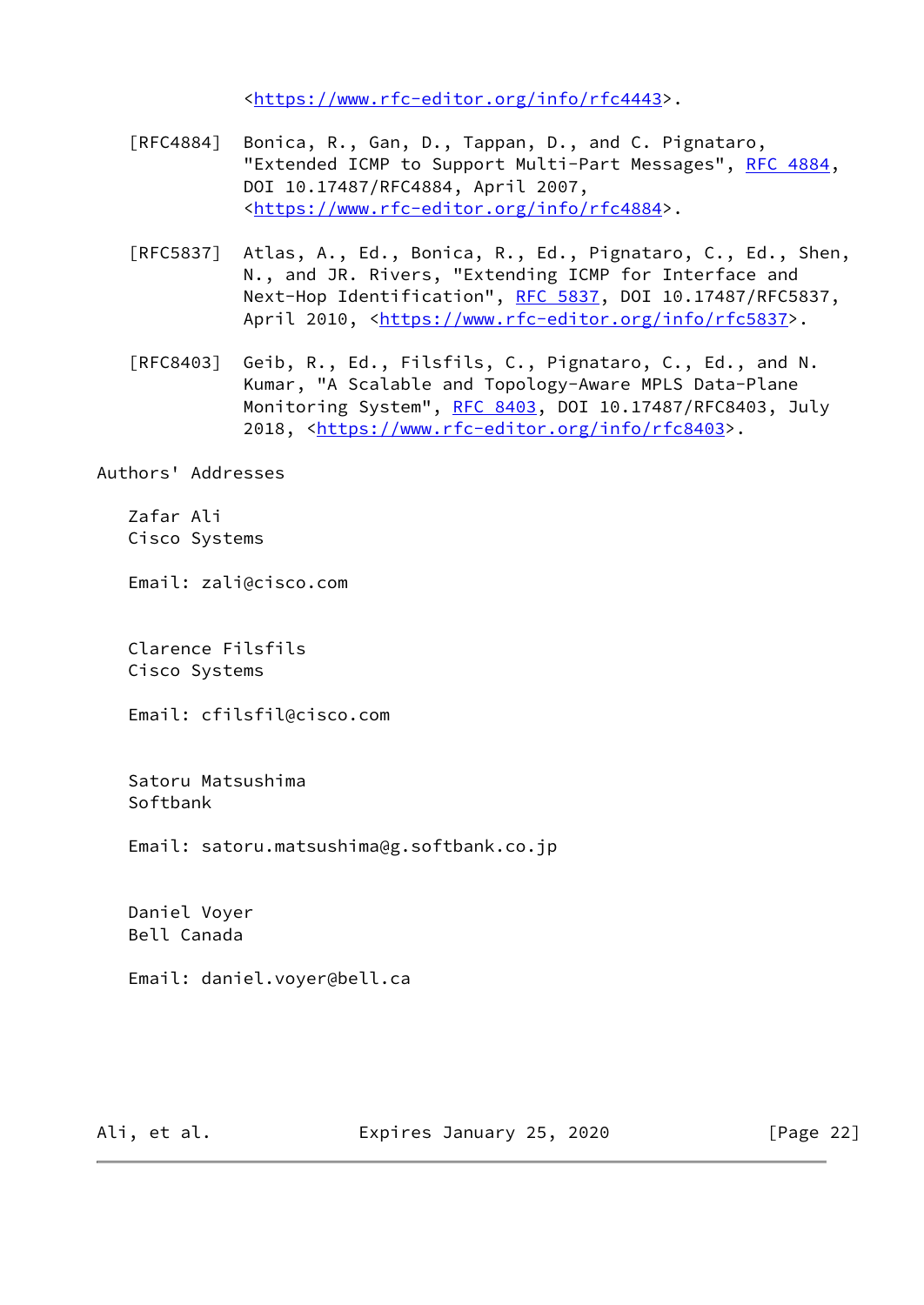<https://www.rfc-editor.org/info/rfc4443>.

[RFC4884] Bonica, R., Gan, D., Tappan, D., and C. Pignataro, "Extended ICMP to Support Multi-Part Messages", RFC 4884, DOI 10.17487/RFC4884, April 2007, <https://www.rfc-editor.org/info/rfc4884>.

[RFC5837] Atlas, A., Ed., Bonica, R., Ed., Pignataro, C., Ed., Shen, N., and JR. Rivers, "Extending ICMP for Interface and Next-Hop Identification", RFC 5837, DOI 10.17487/RFC5837, April 2010, <https://www.rfc-editor.org/info/rfc5837>.

[RFC8403] Geib, R., Ed., Filsfils, C., Pignataro, C., Ed., and N. Kumar, "A Scalable and Topology-Aware MPLS Data-Plane Monitoring System", RFC 8403, DOI 10.17487/RFC8403, July 2018, <https://www.rfc-editor.org/info/rfc8403>.

## Authors' Addresses

Zafar Ali
Cisco Systems

Email: zali@cisco.com

Clarence Filsfils
Cisco Systems

Email: cfilsfil@cisco.com

Satoru Matsushima
Softbank

Email: satoru.matsushima@g.softbank.co.jp

Daniel Voyer
Bell Canada

Email: daniel.voyer@bell.ca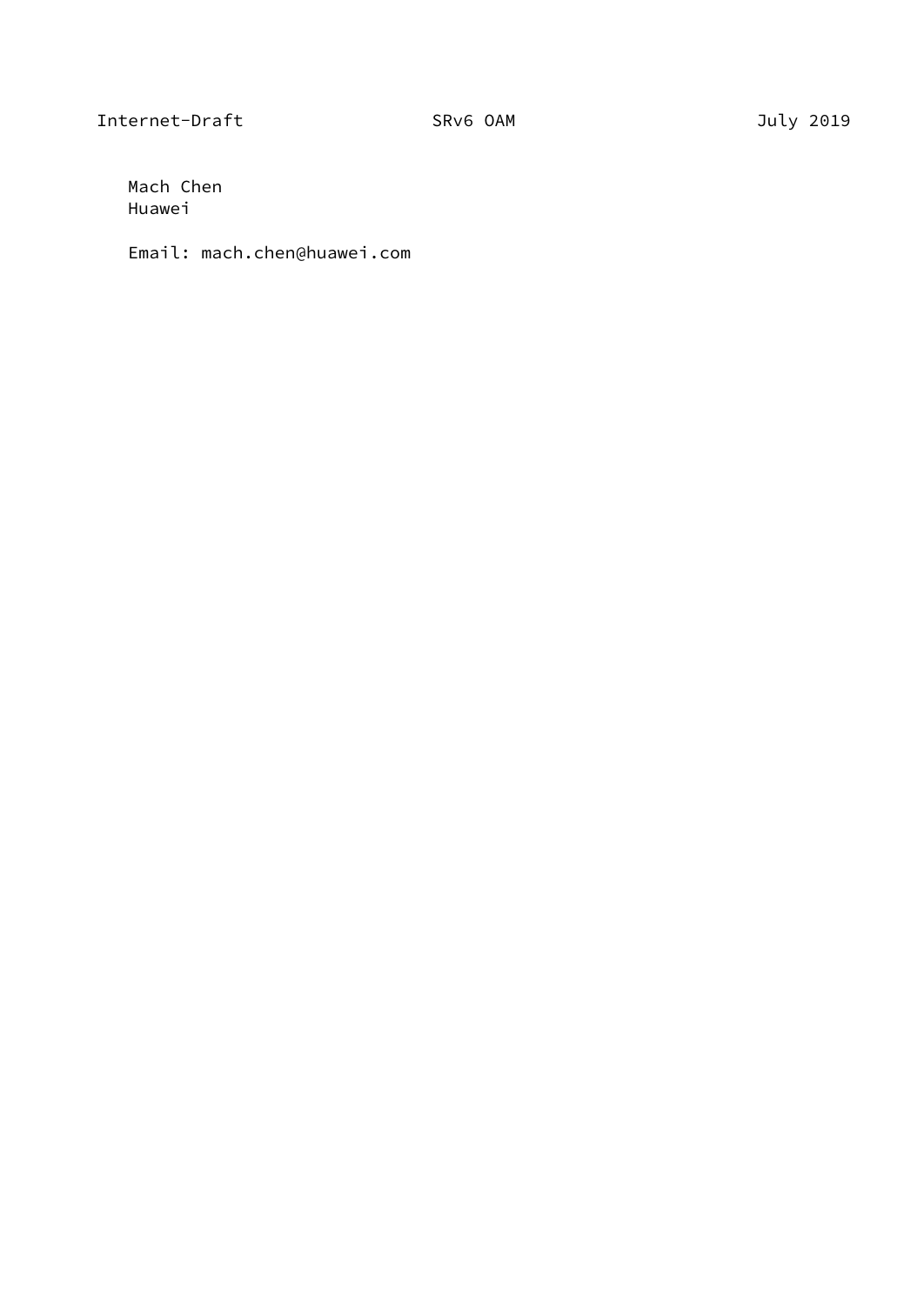Mach Chen
Huawei

Email: mach.chen@huawei.com